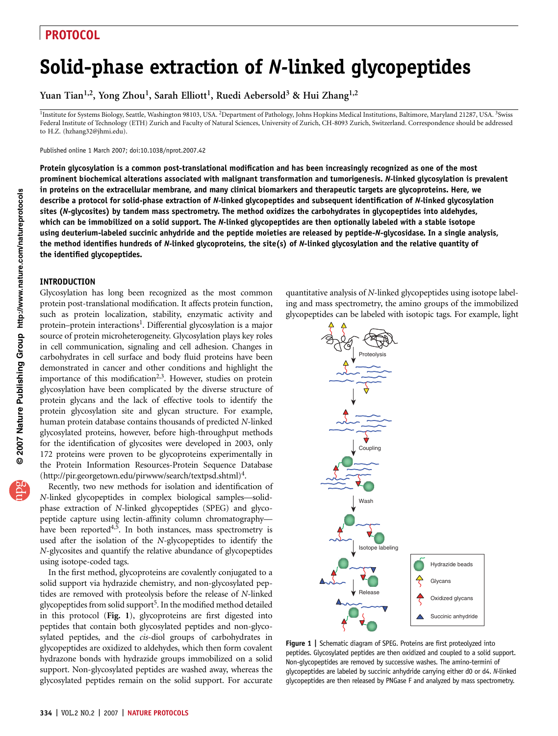PROTOCOL

# Solid-phase extraction of *N*-linked glycopeptides

Yuan Tian[1,2], Yong Zhou[1], Sarah Elliott[1], Ruedi Aebersold[3] & Hui Zhang[1,2]

[1]Institute for Systems Biology, Seattle, Washington 98103, USA. [2]Department of Pathology, Johns Hopkins Medical Institutions, Baltimore, Maryland 21287, USA. [3]Swiss Federal Institute of Technology (ETH) Zurich and Faculty of Natural Sciences, University of Zurich, CH-8093 Zurich, Switzerland. Correspondence should be addressed to H.Z. (hzhang32@jhmi.edu).

Published online 1 March 2007; doi:10.1038/nprot.2007.42

**Protein glycosylation is a common post-translational modification and has been increasingly recognized as one of the most prominent biochemical alterations associated with malignant transformation and tumorigenesis. *N*-linked glycosylation is prevalent in proteins on the extracellular membrane, and many clinical biomarkers and therapeutic targets are glycoproteins. Here, we describe a protocol for solid-phase extraction of *N*-linked glycopeptides and subsequent identification of *N*-linked glycosylation sites (*N*-glycosites) by tandem mass spectrometry. The method oxidizes the carbohydrates in glycopeptides into aldehydes, which can be immobilized on a solid support. The *N*-linked glycopeptides are then optionally labeled with a stable isotope using deuterium-labeled succinic anhydride and the peptide moieties are released by peptide-*N*-glycosidase. In a single analysis, the method identifies hundreds of *N*-linked glycoproteins, the site(s) of *N*-linked glycosylation and the relative quantity of the identified glycopeptides.**

## INTRODUCTION

Glycosylation has long been recognized as the most common protein post-translational modification. It affects protein function, such as protein localization, stability, enzymatic activity and protein–protein interactions[1]. Differential glycosylation is a major source of protein microheterogeneity. Glycosylation plays key roles in cell communication, signaling and cell adhesion. Changes in carbohydrates in cell surface and body fluid proteins have been demonstrated in cancer and other conditions and highlight the importance of this modification[2,3]. However, studies on protein glycosylation have been complicated by the diverse structure of protein glycans and the lack of effective tools to identify the protein glycosylation site and glycan structure. For example, human protein database contains thousands of predicted *N*-linked glycosylated proteins, however, before high-throughput methods for the identification of glycosites were developed in 2003, only 172 proteins were proven to be glycoproteins experimentally in the Protein Information Resources-Protein Sequence Database (http://pir.georgetown.edu/pirwww/search/textpsd.shtml)[4].

Recently, two new methods for isolation and identification of *N*-linked glycopeptides in complex biological samples—solid-phase extraction of *N*-linked glycopeptides (SPEG) and glycopeptide capture using lectin-affinity column chromatography—have been reported[4,5]. In both instances, mass spectrometry is used after the isolation of the *N*-glycopeptides to identify the *N*-glycosites and quantify the relative abundance of glycopeptides using isotope-coded tags.

In the first method, glycoproteins are covalently conjugated to a solid support via hydrazide chemistry, and non-glycosylated peptides are removed with proteolysis before the release of *N*-linked glycopeptides from solid support[5]. In the modified method detailed in this protocol (**Fig. 1**), glycoproteins are first digested into peptides that contain both glycosylated peptides and non-glycosylated peptides, and the *cis*-diol groups of carbohydrates in glycopeptides are oxidized to aldehydes, which then form covalent hydrazone bonds with hydrazide groups immobilized on a solid support. Non-glycosylated peptides are washed away, whereas the glycosylated peptides remain on the solid support. For accurate quantitative analysis of *N*-linked glycopeptides using isotope labeling and mass spectrometry, the amino groups of the immobilized glycopeptides can be labeled with isotopic tags. For example, light

**Figure 1 |** Schematic diagram of SPEG. Proteins are first proteolyzed into peptides. Glycosylated peptides are then oxidized and coupled to a solid support. Non-glycopeptides are removed by successive washes. The amino-termini of glycopeptides are labeled by succinic anhydride carrying either d0 or d4. *N*-linked glycopeptides are then released by PNGase F and analyzed by mass spectrometry.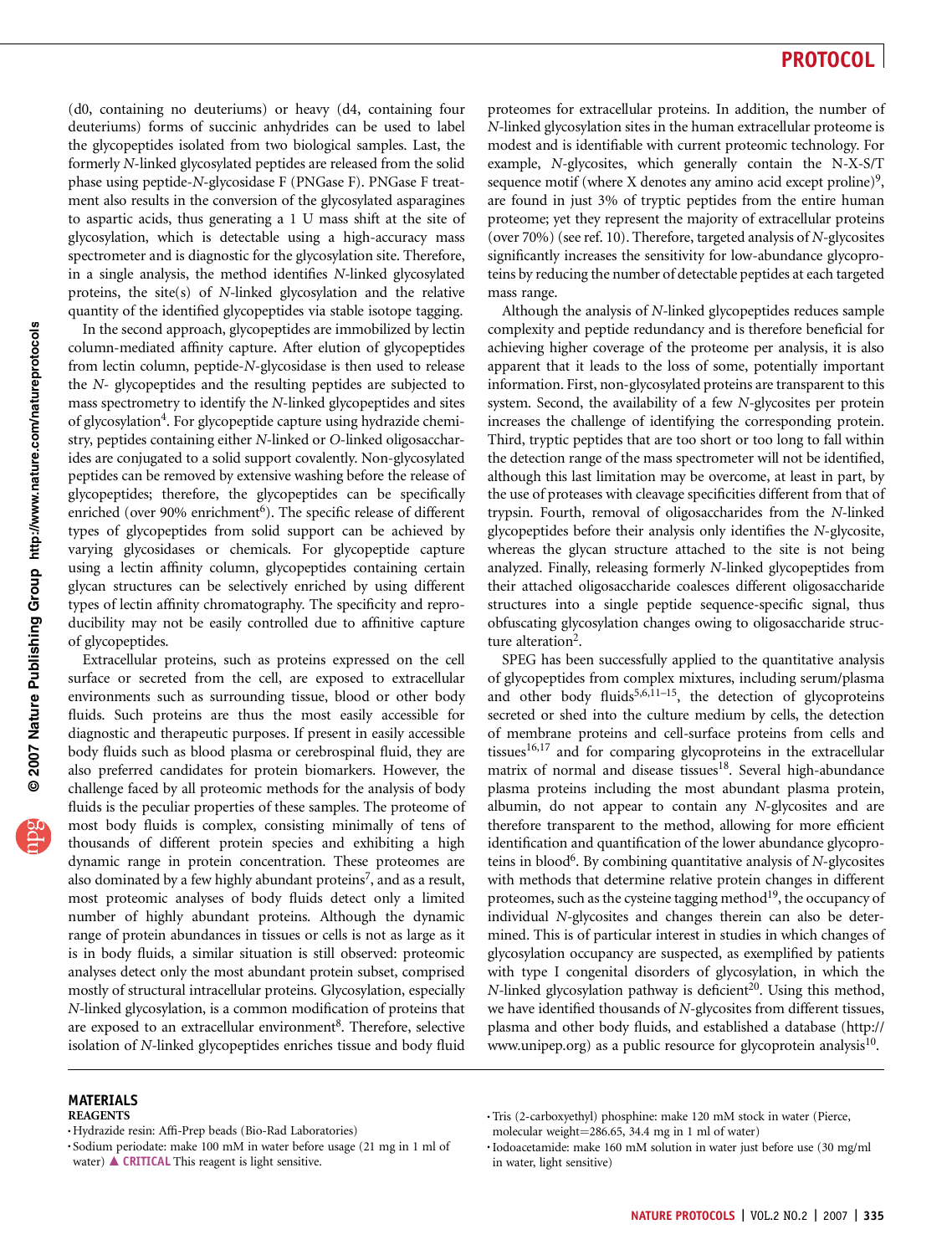(d0, containing no deuteriums) or heavy (d4, containing four deuteriums) forms of succinic anhydrides can be used to label the glycopeptides isolated from two biological samples. Last, the formerly *N*-linked glycosylated peptides are released from the solid phase using peptide-*N*-glycosidase F (PNGase F). PNGase F treatment also results in the conversion of the glycosylated asparagines to aspartic acids, thus generating a 1 U mass shift at the site of glycosylation, which is detectable using a high-accuracy mass spectrometer and is diagnostic for the glycosylation site. Therefore, in a single analysis, the method identifies *N*-linked glycosylated proteins, the site(s) of *N*-linked glycosylation and the relative quantity of the identified glycopeptides via stable isotope tagging.

In the second approach, glycopeptides are immobilized by lectin column-mediated affinity capture. After elution of glycopeptides from lectin column, peptide-*N*-glycosidase is then used to release the *N*- glycopeptides and the resulting peptides are subjected to mass spectrometry to identify the *N*-linked glycopeptides and sites of glycosylation[4]. For glycopeptide capture using hydrazide chemistry, peptides containing either *N*-linked or *O*-linked oligosaccharides are conjugated to a solid support covalently. Non-glycosylated peptides can be removed by extensive washing before the release of glycopeptides; therefore, the glycopeptides can be specifically enriched (over 90% enrichment[6]). The specific release of different types of glycopeptides from solid support can be achieved by varying glycosidases or chemicals. For glycopeptide capture using a lectin affinity column, glycopeptides containing certain glycan structures can be selectively enriched by using different types of lectin affinity chromatography. The specificity and reproducibility may not be easily controlled due to affinitive capture of glycopeptides.

Extracellular proteins, such as proteins expressed on the cell surface or secreted from the cell, are exposed to extracellular environments such as surrounding tissue, blood or other body fluids. Such proteins are thus the most easily accessible for diagnostic and therapeutic purposes. If present in easily accessible body fluids such as blood plasma or cerebrospinal fluid, they are also preferred candidates for protein biomarkers. However, the challenge faced by all proteomic methods for the analysis of body fluids is the peculiar properties of these samples. The proteome of most body fluids is complex, consisting minimally of tens of thousands of different protein species and exhibiting a high dynamic range in protein concentration. These proteomes are also dominated by a few highly abundant proteins[7], and as a result, most proteomic analyses of body fluids detect only a limited number of highly abundant proteins. Although the dynamic range of protein abundances in tissues or cells is not as large as it is in body fluids, a similar situation is still observed: proteomic analyses detect only the most abundant protein subset, comprised mostly of structural intracellular proteins. Glycosylation, especially *N*-linked glycosylation, is a common modification of proteins that are exposed to an extracellular environment[8]. Therefore, selective isolation of *N*-linked glycopeptides enriches tissue and body fluid proteomes for extracellular proteins. In addition, the number of *N*-linked glycosylation sites in the human extracellular proteome is modest and is identifiable with current proteomic technology. For example, *N*-glycosites, which generally contain the N-X-S/T sequence motif (where X denotes any amino acid except proline)[9], are found in just 3% of tryptic peptides from the entire human proteome; yet they represent the majority of extracellular proteins (over 70%) (see ref. 10). Therefore, targeted analysis of *N*-glycosites significantly increases the sensitivity for low-abundance glycoproteins by reducing the number of detectable peptides at each targeted mass range.

Although the analysis of *N*-linked glycopeptides reduces sample complexity and peptide redundancy and is therefore beneficial for achieving higher coverage of the proteome per analysis, it is also apparent that it leads to the loss of some, potentially important information. First, non-glycosylated proteins are transparent to this system. Second, the availability of a few *N*-glycosites per protein increases the challenge of identifying the corresponding protein. Third, tryptic peptides that are too short or too long to fall within the detection range of the mass spectrometer will not be identified, although this last limitation may be overcome, at least in part, by the use of proteases with cleavage specificities different from that of trypsin. Fourth, removal of oligosaccharides from the *N*-linked glycopeptides before their analysis only identifies the *N*-glycosite, whereas the glycan structure attached to the site is not being analyzed. Finally, releasing formerly *N*-linked glycopeptides from their attached oligosaccharide coalesces different oligosaccharide structures into a single peptide sequence-specific signal, thus obfuscating glycosylation changes owing to oligosaccharide structure alteration[2].

SPEG has been successfully applied to the quantitative analysis of glycopeptides from complex mixtures, including serum/plasma and other body fluids[5,6,11–15], the detection of glycoproteins secreted or shed into the culture medium by cells, the detection of membrane proteins and cell-surface proteins from cells and tissues[16,17] and for comparing glycoproteins in the extracellular matrix of normal and disease tissues[18]. Several high-abundance plasma proteins including the most abundant plasma protein, albumin, do not appear to contain any *N*-glycosites and are therefore transparent to the method, allowing for more efficient identification and quantification of the lower abundance glycoproteins in blood[6]. By combining quantitative analysis of *N*-glycosites with methods that determine relative protein changes in different proteomes, such as the cysteine tagging method[19], the occupancy of individual *N*-glycosites and changes therein can also be determined. This is of particular interest in studies in which changes of glycosylation occupancy are suspected, as exemplified by patients with type I congenital disorders of glycosylation, in which the *N*-linked glycosylation pathway is deficient[20]. Using this method, we have identified thousands of *N*-glycosites from different tissues, plasma and other body fluids, and established a database (http://www.unipep.org) as a public resource for glycoprotein analysis[10].

## MATERIALS

### REAGENTS

- Hydrazide resin: Affi-Prep beads (Bio-Rad Laboratories)
- Sodium periodate: make 100 mM in water before usage (21 mg in 1 ml of water) ▲ **CRITICAL** This reagent is light sensitive.
- Tris (2-carboxyethyl) phosphine: make 120 mM stock in water (Pierce, molecular weight=286.65, 34.4 mg in 1 ml of water)
- Iodoacetamide: make 160 mM solution in water just before use (30 mg/ml in water, light sensitive)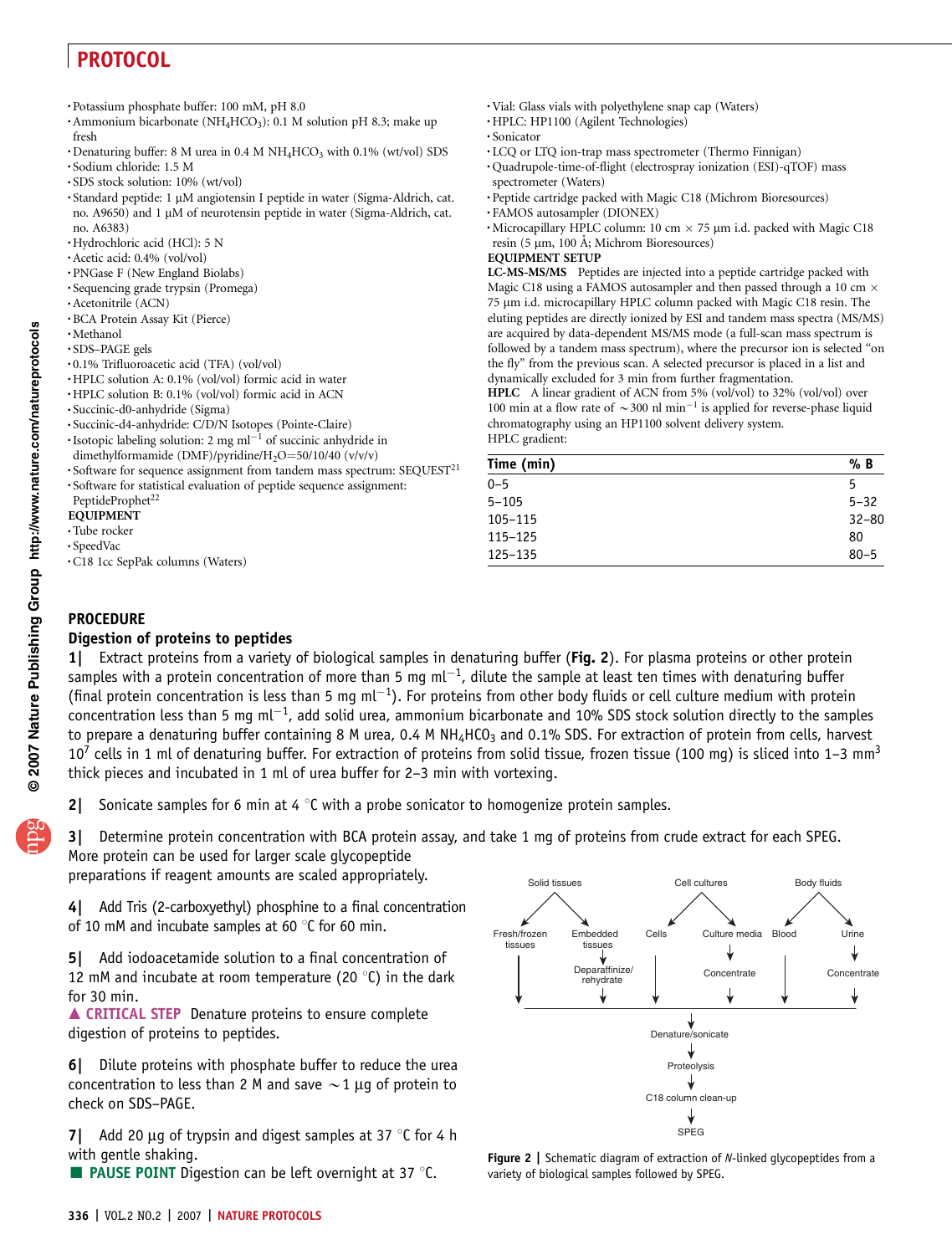- Potassium phosphate buffer: 100 mM, pH 8.0
- Ammonium bicarbonate ($NH_4HCO_3$): 0.1 M solution pH 8.3; make up fresh
- Denaturing buffer: 8 M urea in 0.4 M $NH_4HCO_3$ with 0.1% (wt/vol) SDS
- Sodium chloride: 1.5 M
- SDS stock solution: 10% (wt/vol)
- Standard peptide: 1 μM angiotensin I peptide in water (Sigma-Aldrich, cat. no. A9650) and 1 μM of neurotensin peptide in water (Sigma-Aldrich, cat. no. A6383)
- Hydrochloric acid (HCl): 5 N
- Acetic acid: 0.4% (vol/vol)
- PNGase F (New England Biolabs)
- Sequencing grade trypsin (Promega)
- Acetonitrile (ACN)
- BCA Protein Assay Kit (Pierce)
- Methanol
- SDS–PAGE gels
- 0.1% Trifluoroacetic acid (TFA) (vol/vol)
- HPLC solution A: 0.1% (vol/vol) formic acid in water
- HPLC solution B: 0.1% (vol/vol) formic acid in ACN
- Succinic-d0-anhydride (Sigma)
- Succinic-d4-anhydride: C/D/N Isotopes (Pointe-Claire)
- Isotopic labeling solution: 2 mg $ml^{-1}$ of succinic anhydride in dimethylformamide (DMF)/pyridine/$H_2O$=50/10/40 (v/v/v)
- Software for sequence assignment from tandem mass spectrum: SEQUEST[21]
- Software for statistical evaluation of peptide sequence assignment: PeptideProphet[22]

**EQUIPMENT**

- Tube rocker
- SpeedVac
- C18 1cc SepPak columns (Waters)
- Vial: Glass vials with polyethylene snap cap (Waters)
- HPLC: HP1100 (Agilent Technologies)
- Sonicator
- LCQ or LTQ ion-trap mass spectrometer (Thermo Finnigan)
- Quadrupole-time-of-flight (electrospray ionization (ESI)-qTOF) mass spectrometer (Waters)
- Peptide cartridge packed with Magic C18 (Michrom Bioresources)
- FAMOS autosampler (DIONEX)
- Microcapillary HPLC column: 10 cm × 75 μm i.d. packed with Magic C18 resin (5 μm, 100 Å; Michrom Bioresources)

**EQUIPMENT SETUP**

**LC-MS-MS/MS** Peptides are injected into a peptide cartridge packed with Magic C18 using a FAMOS autosampler and then passed through a 10 cm × 75 μm i.d. microcapillary HPLC column packed with Magic C18 resin. The eluting peptides are directly ionized by ESI and tandem mass spectra (MS/MS) are acquired by data-dependent MS/MS mode (a full-scan mass spectrum is followed by a tandem mass spectrum), where the precursor ion is selected "on the fly" from the previous scan. A selected precursor is placed in a list and dynamically excluded for 3 min from further fragmentation.

**HPLC** A linear gradient of ACN from 5% (vol/vol) to 32% (vol/vol) over 100 min at a flow rate of ~300 nl $min^{-1}$ is applied for reverse-phase liquid chromatography using an HP1100 solvent delivery system.

HPLC gradient:

| Time (min) | % B |
|---|---|
| 0–5 | 5 |
| 5–105 | 5–32 |
| 105–115 | 32–80 |
| 115–125 | 80 |
| 125–135 | 80–5 |

## PROCEDURE

### Digestion of proteins to peptides

**1|** Extract proteins from a variety of biological samples in denaturing buffer (**Fig. 2**). For plasma proteins or other protein samples with a protein concentration of more than 5 mg $ml^{-1}$, dilute the sample at least ten times with denaturing buffer (final protein concentration is less than 5 mg $ml^{-1}$). For proteins from other body fluids or cell culture medium with protein concentration less than 5 mg $ml^{-1}$, add solid urea, ammonium bicarbonate and 10% SDS stock solution directly to the samples to prepare a denaturing buffer containing 8 M urea, 0.4 M $NH_4HCO_3$ and 0.1% SDS. For extraction of protein from cells, harvest $10^7$ cells in 1 ml of denaturing buffer. For extraction of proteins from solid tissue, frozen tissue (100 mg) is sliced into 1–3 $mm^3$ thick pieces and incubated in 1 ml of urea buffer for 2–3 min with vortexing.

**2|** Sonicate samples for 6 min at 4 °C with a probe sonicator to homogenize protein samples.

**3|** Determine protein concentration with BCA protein assay, and take 1 mg of proteins from crude extract for each SPEG. More protein can be used for larger scale glycopeptide preparations if reagent amounts are scaled appropriately.

**4|** Add Tris (2-carboxyethyl) phosphine to a final concentration of 10 mM and incubate samples at 60 °C for 60 min.

**5|** Add iodoacetamide solution to a final concentration of 12 mM and incubate at room temperature (20 °C) in the dark for 30 min.

▲ **CRITICAL STEP** Denature proteins to ensure complete digestion of proteins to peptides.

**6|** Dilute proteins with phosphate buffer to reduce the urea concentration to less than 2 M and save ~1 μg of protein to check on SDS–PAGE.

**7|** Add 20 μg of trypsin and digest samples at 37 °C for 4 h with gentle shaking.

■ **PAUSE POINT** Digestion can be left overnight at 37 °C.

Solid tissues → Fresh/frozen tissues; Embedded tissues → Deparaffinize/rehydrate
Cell cultures → Cells; Culture media → Concentrate
Body fluids → Blood; Urine → Concentrate
→ Denature/sonicate → Proteolysis → C18 column clean-up → SPEG

**Figure 2 |** Schematic diagram of extraction of *N*-linked glycopeptides from a variety of biological samples followed by SPEG.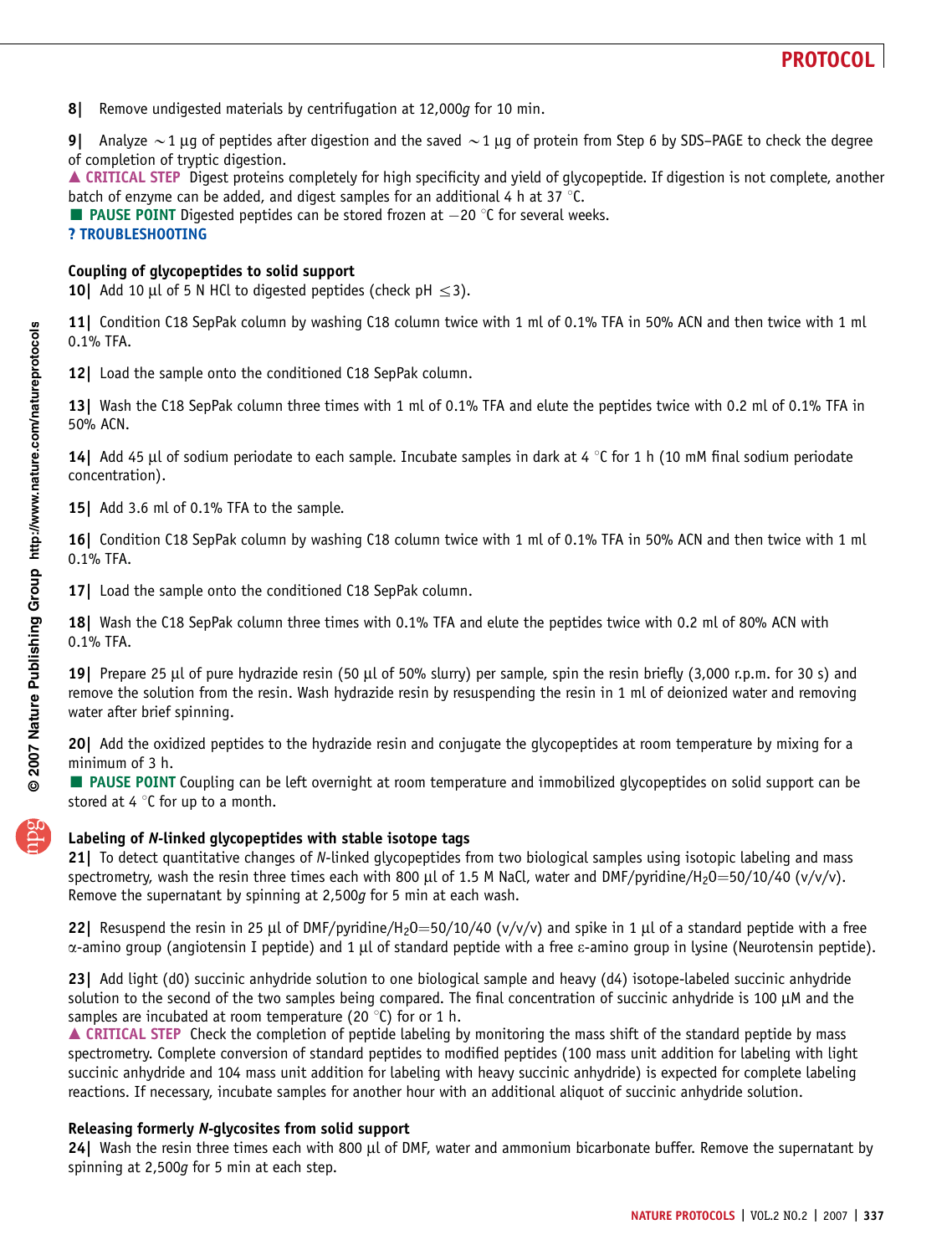**8|** Remove undigested materials by centrifugation at 12,000*g* for 10 min.

**9|** Analyze ~1 µg of peptides after digestion and the saved ~1 µg of protein from Step 6 by SDS–PAGE to check the degree of completion of tryptic digestion.

▲ **CRITICAL STEP** Digest proteins completely for high specificity and yield of glycopeptide. If digestion is not complete, another batch of enzyme can be added, and digest samples for an additional 4 h at 37 °C.

■ **PAUSE POINT** Digested peptides can be stored frozen at −20 °C for several weeks.

**? TROUBLESHOOTING**

### Coupling of glycopeptides to solid support

**10|** Add 10 µl of 5 N HCl to digested peptides (check pH ≤3).

**11|** Condition C18 SepPak column by washing C18 column twice with 1 ml of 0.1% TFA in 50% ACN and then twice with 1 ml 0.1% TFA.

**12|** Load the sample onto the conditioned C18 SepPak column.

**13|** Wash the C18 SepPak column three times with 1 ml of 0.1% TFA and elute the peptides twice with 0.2 ml of 0.1% TFA in 50% ACN.

**14|** Add 45 µl of sodium periodate to each sample. Incubate samples in dark at 4 °C for 1 h (10 mM final sodium periodate concentration).

**15|** Add 3.6 ml of 0.1% TFA to the sample.

**16|** Condition C18 SepPak column by washing C18 column twice with 1 ml of 0.1% TFA in 50% ACN and then twice with 1 ml 0.1% TFA.

**17|** Load the sample onto the conditioned C18 SepPak column.

**18|** Wash the C18 SepPak column three times with 0.1% TFA and elute the peptides twice with 0.2 ml of 80% ACN with 0.1% TFA.

**19|** Prepare 25 µl of pure hydrazide resin (50 µl of 50% slurry) per sample, spin the resin briefly (3,000 r.p.m. for 30 s) and remove the solution from the resin. Wash hydrazide resin by resuspending the resin in 1 ml of deionized water and removing water after brief spinning.

**20|** Add the oxidized peptides to the hydrazide resin and conjugate the glycopeptides at room temperature by mixing for a minimum of 3 h.

■ **PAUSE POINT** Coupling can be left overnight at room temperature and immobilized glycopeptides on solid support can be stored at 4 °C for up to a month.

### Labeling of *N*-linked glycopeptides with stable isotope tags

**21|** To detect quantitative changes of *N*-linked glycopeptides from two biological samples using isotopic labeling and mass spectrometry, wash the resin three times each with 800 µl of 1.5 M NaCl, water and DMF/pyridine/$H_2O$=50/10/40 (v/v/v). Remove the supernatant by spinning at 2,500*g* for 5 min at each wash.

**22|** Resuspend the resin in 25 µl of DMF/pyridine/$H_2O$=50/10/40 (v/v/v) and spike in 1 µl of a standard peptide with a free α-amino group (angiotensin I peptide) and 1 µl of standard peptide with a free ε-amino group in lysine (Neurotensin peptide).

**23|** Add light (d0) succinic anhydride solution to one biological sample and heavy (d4) isotope-labeled succinic anhydride solution to the second of the two samples being compared. The final concentration of succinic anhydride is 100 µM and the samples are incubated at room temperature (20 °C) for or 1 h.

▲ **CRITICAL STEP** Check the completion of peptide labeling by monitoring the mass shift of the standard peptide by mass spectrometry. Complete conversion of standard peptides to modified peptides (100 mass unit addition for labeling with light succinic anhydride and 104 mass unit addition for labeling with heavy succinic anhydride) is expected for complete labeling reactions. If necessary, incubate samples for another hour with an additional aliquot of succinic anhydride solution.

### Releasing formerly *N*-glycosites from solid support

**24|** Wash the resin three times each with 800 µl of DMF, water and ammonium bicarbonate buffer. Remove the supernatant by spinning at 2,500*g* for 5 min at each step.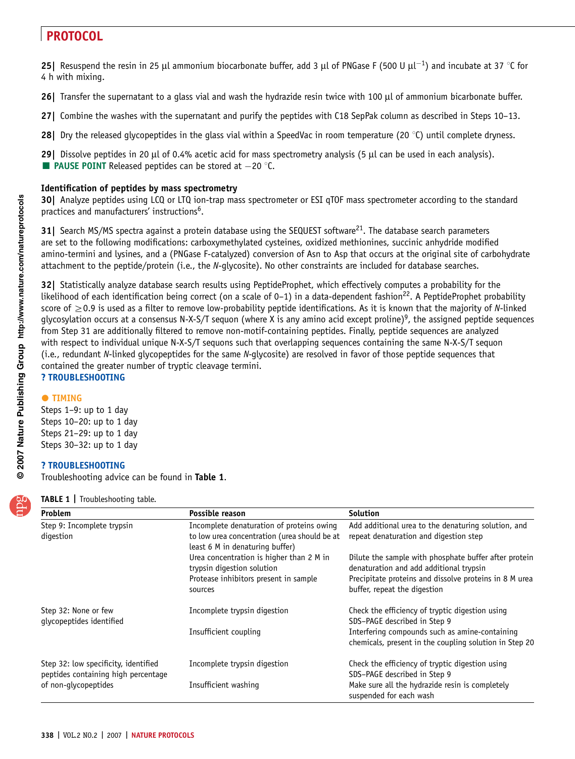**25|** Resuspend the resin in 25 μl ammonium biocarbonate buffer, add 3 μl of PNGase F (500 U $\mu l^{-1}$) and incubate at 37 °C for 4 h with mixing.

**26|** Transfer the supernatant to a glass vial and wash the hydrazide resin twice with 100 μl of ammonium bicarbonate buffer.

**27|** Combine the washes with the supernatant and purify the peptides with C18 SepPak column as described in Steps 10–13.

**28|** Dry the released glycopeptides in the glass vial within a SpeedVac in room temperature (20 °C) until complete dryness.

**29|** Dissolve peptides in 20 μl of 0.4% acetic acid for mass spectrometry analysis (5 μl can be used in each analysis).
■ **PAUSE POINT** Released peptides can be stored at −20 °C.

### Identification of peptides by mass spectrometry

**30|** Analyze peptides using LCQ or LTQ ion-trap mass spectrometer or ESI qTOF mass spectrometer according to the standard practices and manufacturers' instructions[6].

**31|** Search MS/MS spectra against a protein database using the SEQUEST software[21]. The database search parameters are set to the following modifications: carboxymethylated cysteines, oxidized methionines, succinic anhydride modified amino-termini and lysines, and a (PNGase F-catalyzed) conversion of Asn to Asp that occurs at the original site of carbohydrate attachment to the peptide/protein (i.e., the *N*-glycosite). No other constraints are included for database searches.

**32|** Statistically analyze database search results using PeptideProphet, which effectively computes a probability for the likelihood of each identification being correct (on a scale of 0–1) in a data-dependent fashion[22]. A PeptideProphet probability score of ≥0.9 is used as a filter to remove low-probability peptide identifications. As it is known that the majority of *N*-linked glycosylation occurs at a consensus N-X-S/T sequon (where X is any amino acid except proline)[9], the assigned peptide sequences from Step 31 are additionally filtered to remove non-motif-containing peptides. Finally, peptide sequences are analyzed with respect to individual unique N-X-S/T sequons such that overlapping sequences containing the same N-X-S/T sequon (i.e., redundant *N*-linked glycopeptides for the same *N*-glycosite) are resolved in favor of those peptide sequences that contained the greater number of tryptic cleavage termini.
**? TROUBLESHOOTING**

● **TIMING**
Steps 1–9: up to 1 day
Steps 10–20: up to 1 day
Steps 21–29: up to 1 day
Steps 30–32: up to 1 day

**? TROUBLESHOOTING**
Troubleshooting advice can be found in **Table 1**.

**TABLE 1 |** Troubleshooting table.

| Problem | Possible reason | Solution |
|---|---|---|
| Step 9: Incomplete trypsin digestion | Incomplete denaturation of proteins owing to low urea concentration (urea should be at least 6 M in denaturing buffer) | Add additional urea to the denaturing solution, and repeat denaturation and digestion step |
| | Urea concentration is higher than 2 M in trypsin digestion solution | Dilute the sample with phosphate buffer after protein denaturation and add additional trypsin |
| | Protease inhibitors present in sample sources | Precipitate proteins and dissolve proteins in 8 M urea buffer, repeat the digestion |
| Step 32: None or few glycopeptides identified | Incomplete trypsin digestion | Check the efficiency of tryptic digestion using SDS–PAGE described in Step 9 |
| | Insufficient coupling | Interfering compounds such as amine-containing chemicals, present in the coupling solution in Step 20 |
| Step 32: low specificity, identified peptides containing high percentage of non-glycopeptides | Incomplete trypsin digestion | Check the efficiency of tryptic digestion using SDS–PAGE described in Step 9 |
| | Insufficient washing | Make sure all the hydrazide resin is completely suspended for each wash |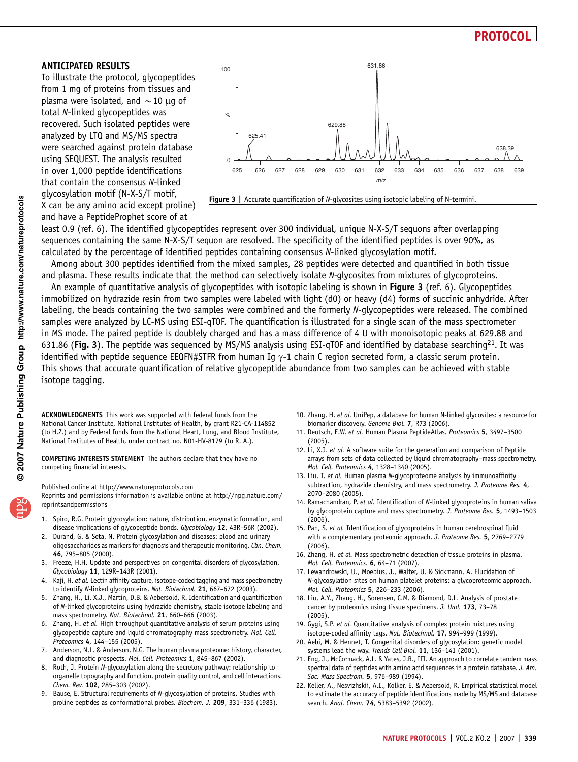## ANTICIPATED RESULTS

To illustrate the protocol, glycopeptides from 1 mg of proteins from tissues and plasma were isolated, and ~10 μg of total *N*-linked glycopeptides was recovered. Such isolated peptides were analyzed by LTQ and MS/MS spectra were searched against protein database using SEQUEST. The analysis resulted in over 1,000 peptide identifications that contain the consensus *N*-linked glycosylation motif (N-X-S/T motif, X can be any amino acid except proline) and have a PeptideProphet score of at least 0.9 (ref. 6). The identified glycopeptides represent over 300 individual, unique N-X-S/T sequons after overlapping sequences containing the same N-X-S/T sequon are resolved. The specificity of the identified peptides is over 90%, as calculated by the percentage of identified peptides containing consensus *N*-linked glycosylation motif.

Among about 300 peptides identified from the mixed samples, 28 peptides were detected and quantified in both tissue and plasma. These results indicate that the method can selectively isolate *N*-glycosites from mixtures of glycoproteins.

An example of quantitative analysis of glycopeptides with isotopic labeling is shown in **Figure 3** (ref. 6). Glycopeptides immobilized on hydrazide resin from two samples were labeled with light (d0) or heavy (d4) forms of succinic anhydride. After labeling, the beads containing the two samples were combined and the formerly *N*-glycopeptides were released. The combined samples were analyzed by LC-MS using ESI-qTOF. The quantification is illustrated for a single scan of the mass spectrometer in MS mode. The paired peptide is doubly charged and has a mass difference of 4 U with monoisotopic peaks at 629.88 and 631.86 (**Fig. 3**). The peptide was sequenced by MS/MS analysis using ESI-qTOF and identified by database searching[21]. It was identified with peptide sequence EEQFN#STFR from human Ig γ-1 chain C region secreted form, a classic serum protein. This shows that accurate quantification of relative glycopeptide abundance from two samples can be achieved with stable isotope tagging.

100
%
0
631.86
629.88
625.41
638.39
625 626 627 628 629 630 631 632 633 634 635 636 637 638 639
m/z

**Figure 3** | Accurate quantification of *N*-glycosites using isotopic labeling of N-termini.

**ACKNOWLEDGMENTS** This work was supported with federal funds from the National Cancer Institute, National Institutes of Health, by grant R21-CA-114852 (to H.Z.) and by Federal funds from the National Heart, Lung, and Blood Institute, National Institutes of Health, under contract no. N01-HV-8179 (to R. A.).

**COMPETING INTERESTS STATEMENT** The authors declare that they have no competing financial interests.

Published online at http://www.natureprotocols.com
Reprints and permissions information is available online at http://npg.nature.com/reprintsandpermissions

1. Spiro, R.G. Protein glycosylation: nature, distribution, enzymatic formation, and disease implications of glycopeptide bonds. *Glycobiology* **12**, 43R–56R (2002).
2. Durand, G. & Seta, N. Protein glycosylation and diseases: blood and urinary oligosaccharides as markers for diagnosis and therapeutic monitoring. *Clin. Chem.* **46**, 795–805 (2000).
3. Freeze, H.H. Update and perspectives on congenital disorders of glycosylation. *Glycobiology* **11**, 129R–143R (2001).
4. Kaji, H. *et al.* Lectin affinity capture, isotope-coded tagging and mass spectrometry to identify *N*-linked glycoproteins. *Nat. Biotechnol.* **21**, 667–672 (2003).
5. Zhang, H., Li, X.J., Martin, D.B. & Aebersold, R. Identification and quantification of *N*-linked glycoproteins using hydrazide chemistry, stable isotope labeling and mass spectrometry. *Nat. Biotechnol.* **21**, 660–666 (2003).
6. Zhang, H. *et al.* High throughput quantitative analysis of serum proteins using glycopeptide capture and liquid chromatography mass spectrometry. *Mol. Cell. Proteomics* **4**, 144–155 (2005).
7. Anderson, N.L. & Anderson, N.G. The human plasma proteome: history, character, and diagnostic prospects. *Mol. Cell. Proteomics* **1**, 845–867 (2002).
8. Roth, J. Protein *N*-glycosylation along the secretory pathway: relationship to organelle topography and function, protein quality control, and cell interactions. *Chem. Rev.* **102**, 285–303 (2002).
9. Bause, E. Structural requirements of *N*-glycosylation of proteins. Studies with proline peptides as conformational probes. *Biochem. J.* **209**, 331–336 (1983).
10. Zhang, H. *et al.* UniPep, a database for human N-linked glycosites: a resource for biomarker discovery. *Genome Biol.* **7**, R73 (2006).
11. Deutsch, E.W. *et al.* Human Plasma PeptideAtlas. *Proteomics* **5**, 3497–3500 (2005).
12. Li, X.J. *et al.* A software suite for the generation and comparison of Peptide arrays from sets of data collected by liquid chromatography–mass spectrometry. *Mol. Cell. Proteomics* **4**, 1328–1340 (2005).
13. Liu, T. *et al.* Human plasma *N*-glycoproteome analysis by immunoaffinity subtraction, hydrazide chemistry, and mass spectrometry. *J. Proteome Res.* **4**, 2070–2080 (2005).
14. Ramachandran, P. *et al.* Identification of *N*-linked glycoproteins in human saliva by glycoprotein capture and mass spectrometry. *J. Proteome Res.* **5**, 1493–1503 (2006).
15. Pan, S. *et al.* Identification of glycoproteins in human cerebrospinal fluid with a complementary proteomic approach. *J. Proteome Res.* **5**, 2769–2779 (2006).
16. Zhang, H. *et al.* Mass spectrometric detection of tissue proteins in plasma. *Mol. Cell. Proteomics.* **6**, 64–71 (2007).
17. Lewandrowski, U., Moebius, J., Walter, U. & Sickmann, A. Elucidation of *N*-glycosylation sites on human platelet proteins: a glycoproteomic approach. *Mol. Cell. Proteomics* **5**, 226–233 (2006).
18. Liu, A.Y., Zhang, H., Sorensen, C.M. & Diamond, D.L. Analysis of prostate cancer by proteomics using tissue specimens. *J. Urol.* **173**, 73–78 (2005).
19. Gygi, S.P. *et al.* Quantitative analysis of complex protein mixtures using isotope-coded affinity tags. *Nat. Biotechnol.* **17**, 994–999 (1999).
20. Aebi, M. & Hennet, T. Congenital disorders of glycosylation: genetic model systems lead the way. *Trends Cell Biol.* **11**, 136–141 (2001).
21. Eng, J., McCormack, A.L. & Yates, J.R., III. An approach to correlate tandem mass spectral data of peptides with amino acid sequences in a protein database. *J. Am. Soc. Mass Spectrom.* **5**, 976–989 (1994).
22. Keller, A., Nesvizhskii, A.I., Kolker, E. & Aebersold, R. Empirical statistical model to estimate the accuracy of peptide identifications made by MS/MS and database search. *Anal. Chem.* **74**, 5383–5392 (2002).